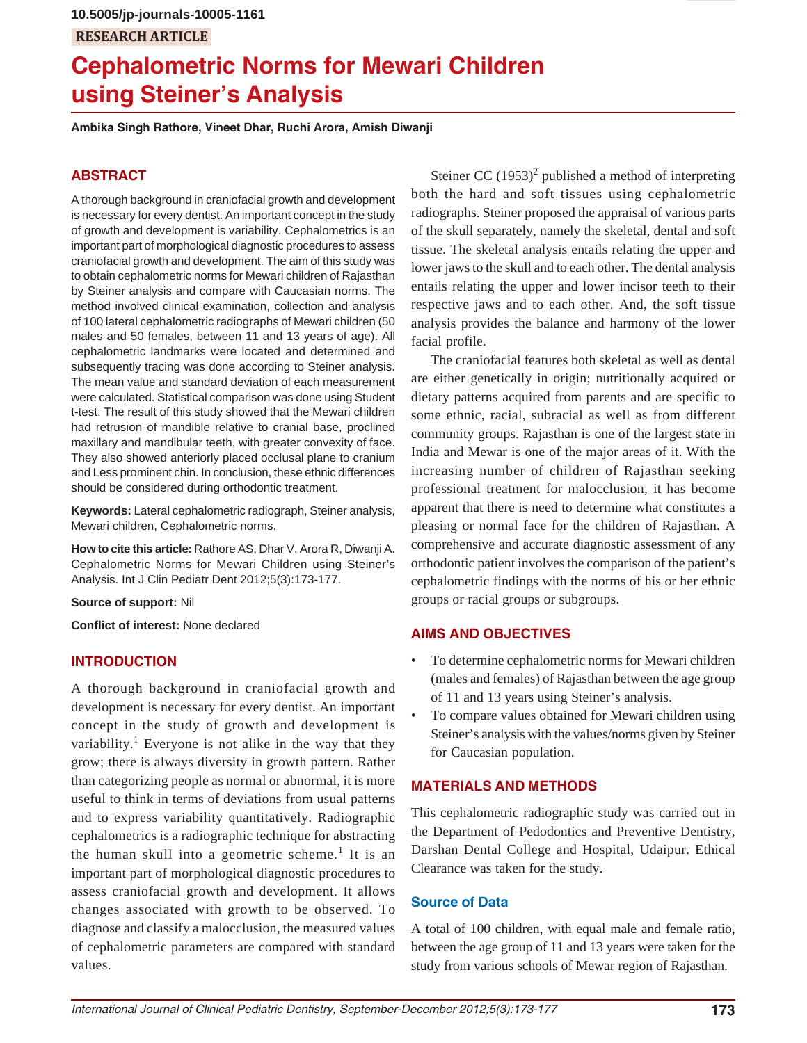10.5005/jp-journals-10005-1161

RESEARCH ARTICLE

# Cephalometric Norms for Mewari Children using Steiner's Analysis

**Ambika Singh Rathore, Vineet Dhar, Ruchi Arora, Amish Diwanji**

## ABSTRACT

A thorough background in craniofacial growth and development is necessary for every dentist. An important concept in the study of growth and development is variability. Cephalometrics is an important part of morphological diagnostic procedures to assess craniofacial growth and development. The aim of this study was to obtain cephalometric norms for Mewari children of Rajasthan by Steiner analysis and compare with Caucasian norms. The method involved clinical examination, collection and analysis of 100 lateral cephalometric radiographs of Mewari children (50 males and 50 females, between 11 and 13 years of age). All cephalometric landmarks were located and determined and subsequently tracing was done according to Steiner analysis. The mean value and standard deviation of each measurement were calculated. Statistical comparison was done using Student t-test. The result of this study showed that the Mewari children had retrusion of mandible relative to cranial base, proclined maxillary and mandibular teeth, with greater convexity of face. They also showed anteriorly placed occlusal plane to cranium and Less prominent chin. In conclusion, these ethnic differences should be considered during orthodontic treatment.

**Keywords:** Lateral cephalometric radiograph, Steiner analysis, Mewari children, Cephalometric norms.

**How to cite this article:** Rathore AS, Dhar V, Arora R, Diwanji A. Cephalometric Norms for Mewari Children using Steiner's Analysis. Int J Clin Pediatr Dent 2012;5(3):173-177.

**Source of support:** Nil

**Conflict of interest:** None declared

## INTRODUCTION

A thorough background in craniofacial growth and development is necessary for every dentist. An important concept in the study of growth and development is variability.[1] Everyone is not alike in the way that they grow; there is always diversity in growth pattern. Rather than categorizing people as normal or abnormal, it is more useful to think in terms of deviations from usual patterns and to express variability quantitatively. Radiographic cephalometrics is a radiographic technique for abstracting the human skull into a geometric scheme.[1] It is an important part of morphological diagnostic procedures to assess craniofacial growth and development. It allows changes associated with growth to be observed. To diagnose and classify a malocclusion, the measured values of cephalometric parameters are compared with standard values.

Steiner CC (1953)[2] published a method of interpreting both the hard and soft tissues using cephalometric radiographs. Steiner proposed the appraisal of various parts of the skull separately, namely the skeletal, dental and soft tissue. The skeletal analysis entails relating the upper and lower jaws to the skull and to each other. The dental analysis entails relating the upper and lower incisor teeth to their respective jaws and to each other. And, the soft tissue analysis provides the balance and harmony of the lower facial profile.

The craniofacial features both skeletal as well as dental are either genetically in origin; nutritionally acquired or dietary patterns acquired from parents and are specific to some ethnic, racial, subracial as well as from different community groups. Rajasthan is one of the largest state in India and Mewar is one of the major areas of it. With the increasing number of children of Rajasthan seeking professional treatment for malocclusion, it has become apparent that there is need to determine what constitutes a pleasing or normal face for the children of Rajasthan. A comprehensive and accurate diagnostic assessment of any orthodontic patient involves the comparison of the patient's cephalometric findings with the norms of his or her ethnic groups or racial groups or subgroups.

## AIMS AND OBJECTIVES

- To determine cephalometric norms for Mewari children (males and females) of Rajasthan between the age group of 11 and 13 years using Steiner's analysis.
- To compare values obtained for Mewari children using Steiner's analysis with the values/norms given by Steiner for Caucasian population.

## MATERIALS AND METHODS

This cephalometric radiographic study was carried out in the Department of Pedodontics and Preventive Dentistry, Darshan Dental College and Hospital, Udaipur. Ethical Clearance was taken for the study.

### Source of Data

A total of 100 children, with equal male and female ratio, between the age group of 11 and 13 years were taken for the study from various schools of Mewar region of Rajasthan.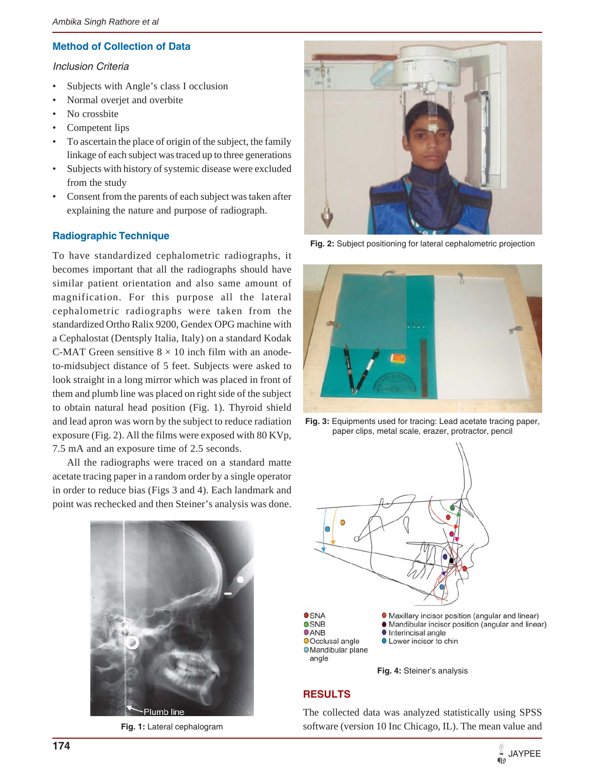## Method of Collection of Data

### *Inclusion Criteria*

- Subjects with Angle's class I occlusion
- Normal overjet and overbite
- No crossbite
- Competent lips
- To ascertain the place of origin of the subject, the family linkage of each subject was traced up to three generations
- Subjects with history of systemic disease were excluded from the study
- Consent from the parents of each subject was taken after explaining the nature and purpose of radiograph.

## Radiographic Technique

To have standardized cephalometric radiographs, it becomes important that all the radiographs should have similar patient orientation and also same amount of magnification. For this purpose all the lateral cephalometric radiographs were taken from the standardized Ortho Ralix 9200, Gendex OPG machine with a Cephalostat (Dentsply Italia, Italy) on a standard Kodak C-MAT Green sensitive 8 × 10 inch film with an anode-to-midsubject distance of 5 feet. Subjects were asked to look straight in a long mirror which was placed in front of them and plumb line was placed on right side of the subject to obtain natural head position (Fig. 1). Thyroid shield and lead apron was worn by the subject to reduce radiation exposure (Fig. 2). All the films were exposed with 80 KVp, 7.5 mA and an exposure time of 2.5 seconds.

All the radiographs were traced on a standard matte acetate tracing paper in a random order by a single operator in order to reduce bias (Figs 3 and 4). Each landmark and point was rechecked and then Steiner's analysis was done.

Plumb line

**Fig. 1:** Lateral cephalogram

**Fig. 2:** Subject positioning for lateral cephalometric projection

**Fig. 3:** Equipments used for tracing: Lead acetate tracing paper, paper clips, metal scale, eraser, protractor, pencil

- SNA
- SNB
- ANB
- Occlusal angle
- Mandibular plane angle
- Maxillary incisor position (angular and linear)
- Mandibular incisor position (angular and linear)
- Interincisal angle
- Lower incisor to chin

**Fig. 4:** Steiner's analysis

## RESULTS

The collected data was analyzed statistically using SPSS software (version 10 Inc Chicago, IL). The mean value and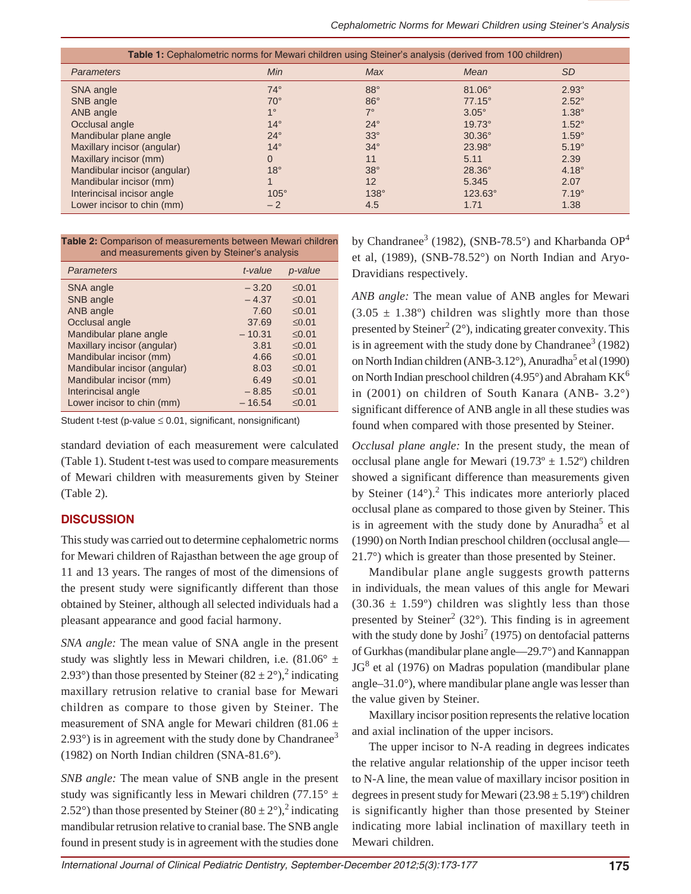**Table 1:** Cephalometric norms for Mewari children using Steiner's analysis (derived from 100 children)

| *Parameters* | *Min* | *Max* | *Mean* | *SD* |
|---|---|---|---|---|
| SNA angle | 74° | 88° | 81.06° | 2.93° |
| SNB angle | 70° | 86° | 77.15° | 2.52° |
| ANB angle | 1° | 7° | 3.05° | 1.38° |
| Occlusal angle | 14° | 24° | 19.73° | 1.52° |
| Mandibular plane angle | 24° | 33° | 30.36° | 1.59° |
| Maxillary incisor (angular) | 14° | 34° | 23.98° | 5.19° |
| Maxillary incisor (mm) | 0 | 11 | 5.11 | 2.39 |
| Mandibular incisor (angular) | 18° | 38° | 28.36° | 4.18° |
| Mandibular incisor (mm) | 1 | 12 | 5.345 | 2.07 |
| Interincisal incisor angle | 105° | 138° | 123.63° | 7.19° |
| Lower incisor to chin (mm) | – 2 | 4.5 | 1.71 | 1.38 |

**Table 2:** Comparison of measurements between Mewari children and measurements given by Steiner's analysis

| *Parameters* | *t-value* | *p-value* |
|---|---|---|
| SNA angle | – 3.20 | ≤0.01 |
| SNB angle | – 4.37 | ≤0.01 |
| ANB angle | 7.60 | ≤0.01 |
| Occlusal angle | 37.69 | ≤0.01 |
| Mandibular plane angle | – 10.31 | ≤0.01 |
| Maxillary incisor (angular) | 3.81 | ≤0.01 |
| Mandibular incisor (mm) | 4.66 | ≤0.01 |
| Mandibular incisor (angular) | 8.03 | ≤0.01 |
| Mandibular incisor (mm) | 6.49 | ≤0.01 |
| Interincisal angle | – 8.85 | ≤0.01 |
| Lower incisor to chin (mm) | – 16.54 | ≤0.01 |

Student t-test (p-value ≤ 0.01, significant, nonsignificant)

standard deviation of each measurement were calculated (Table 1). Student t-test was used to compare measurements of Mewari children with measurements given by Steiner (Table 2).

## DISCUSSION

This study was carried out to determine cephalometric norms for Mewari children of Rajasthan between the age group of 11 and 13 years. The ranges of most of the dimensions of the present study were significantly different than those obtained by Steiner, although all selected individuals had a pleasant appearance and good facial harmony.

*SNA angle:* The mean value of SNA angle in the present study was slightly less in Mewari children, i.e. (81.06° ± 2.93°) than those presented by Steiner (82 ± 2°),[2] indicating maxillary retrusion relative to cranial base for Mewari children as compare to those given by Steiner. The measurement of SNA angle for Mewari children (81.06 ± 2.93°) is in agreement with the study done by Chandranee[3] (1982) on North Indian children (SNA-81.6°).

*SNB angle:* The mean value of SNB angle in the present study was significantly less in Mewari children (77.15° ± 2.52°) than those presented by Steiner (80 ± 2°),[2] indicating mandibular retrusion relative to cranial base. The SNB angle found in present study is in agreement with the studies done by Chandranee[3] (1982), (SNB-78.5°) and Kharbanda OP[4] et al, (1989), (SNB-78.52°) on North Indian and Aryo-Dravidians respectively.

*ANB angle:* The mean value of ANB angles for Mewari (3.05 ± 1.38º) children was slightly more than those presented by Steiner[2] (2°), indicating greater convexity. This is in agreement with the study done by Chandranee[3] (1982) on North Indian children (ANB-3.12°), Anuradha[5] et al (1990) on North Indian preschool children (4.95°) and Abraham KK[6] in (2001) on children of South Kanara (ANB- 3.2°) significant difference of ANB angle in all these studies was found when compared with those presented by Steiner.

*Occlusal plane angle:* In the present study, the mean of occlusal plane angle for Mewari (19.73º ± 1.52º) children showed a significant difference than measurements given by Steiner (14°).[2] This indicates more anteriorly placed occlusal plane as compared to those given by Steiner. This is in agreement with the study done by Anuradha[5] et al (1990) on North Indian preschool children (occlusal angle—21.7°) which is greater than those presented by Steiner.

Mandibular plane angle suggests growth patterns in individuals, the mean values of this angle for Mewari (30.36 ± 1.59°) children was slightly less than those presented by Steiner[2] (32°). This finding is in agreement with the study done by Joshi[7] (1975) on dentofacial patterns of Gurkhas (mandibular plane angle—29.7°) and Kannappan JG[8] et al (1976) on Madras population (mandibular plane angle–31.0°), where mandibular plane angle was lesser than the value given by Steiner.

Maxillary incisor position represents the relative location and axial inclination of the upper incisors.

The upper incisor to N-A reading in degrees indicates the relative angular relationship of the upper incisor teeth to N-A line, the mean value of maxillary incisor position in degrees in present study for Mewari (23.98 ± 5.19º) children is significantly higher than those presented by Steiner indicating more labial inclination of maxillary teeth in Mewari children.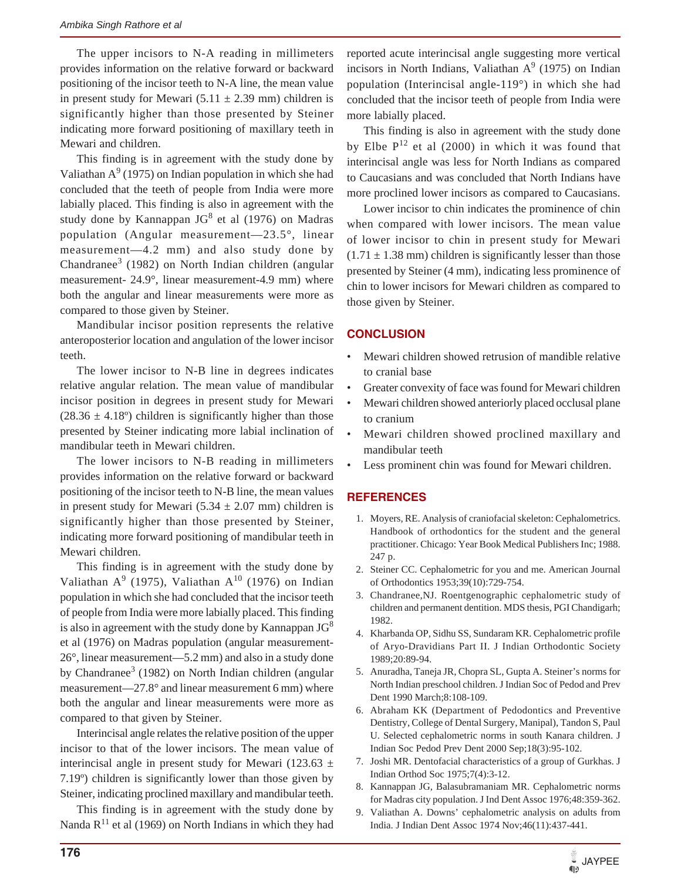The upper incisors to N-A reading in millimeters provides information on the relative forward or backward positioning of the incisor teeth to N-A line, the mean value in present study for Mewari (5.11 ± 2.39 mm) children is significantly higher than those presented by Steiner indicating more forward positioning of maxillary teeth in Mewari and children.

This finding is in agreement with the study done by Valiathan A[9] (1975) on Indian population in which she had concluded that the teeth of people from India were more labially placed. This finding is also in agreement with the study done by Kannappan JG[8] et al (1976) on Madras population (Angular measurement—23.5°, linear measurement—4.2 mm) and also study done by Chandranee[3] (1982) on North Indian children (angular measurement- 24.9°, linear measurement-4.9 mm) where both the angular and linear measurements were more as compared to those given by Steiner.

Mandibular incisor position represents the relative anteroposterior location and angulation of the lower incisor teeth.

The lower incisor to N-B line in degrees indicates relative angular relation. The mean value of mandibular incisor position in degrees in present study for Mewari (28.36 ± 4.18º) children is significantly higher than those presented by Steiner indicating more labial inclination of mandibular teeth in Mewari children.

The lower incisors to N-B reading in millimeters provides information on the relative forward or backward positioning of the incisor teeth to N-B line, the mean values in present study for Mewari (5.34 ± 2.07 mm) children is significantly higher than those presented by Steiner, indicating more forward positioning of mandibular teeth in Mewari children.

This finding is in agreement with the study done by Valiathan A[9] (1975), Valiathan A[10] (1976) on Indian population in which she had concluded that the incisor teeth of people from India were more labially placed. This finding is also in agreement with the study done by Kannappan JG[8] et al (1976) on Madras population (angular measurement-26°, linear measurement—5.2 mm) and also in a study done by Chandranee[3] (1982) on North Indian children (angular measurement—27.8° and linear measurement 6 mm) where both the angular and linear measurements were more as compared to that given by Steiner.

Interincisal angle relates the relative position of the upper incisor to that of the lower incisors. The mean value of interincisal angle in present study for Mewari (123.63 ± 7.19º) children is significantly lower than those given by Steiner, indicating proclined maxillary and mandibular teeth.

This finding is in agreement with the study done by Nanda R[11] et al (1969) on North Indians in which they had reported acute interincisal angle suggesting more vertical incisors in North Indians, Valiathan A[9] (1975) on Indian population (Interincisal angle-119°) in which she had concluded that the incisor teeth of people from India were more labially placed.

This finding is also in agreement with the study done by Elbe P[12] et al (2000) in which it was found that interincisal angle was less for North Indians as compared to Caucasians and was concluded that North Indians have more proclined lower incisors as compared to Caucasians.

Lower incisor to chin indicates the prominence of chin when compared with lower incisors. The mean value of lower incisor to chin in present study for Mewari (1.71 ± 1.38 mm) children is significantly lesser than those presented by Steiner (4 mm), indicating less prominence of chin to lower incisors for Mewari children as compared to those given by Steiner.

## CONCLUSION

- Mewari children showed retrusion of mandible relative to cranial base
- Greater convexity of face was found for Mewari children
- Mewari children showed anteriorly placed occlusal plane to cranium
- Mewari children showed proclined maxillary and mandibular teeth
- Less prominent chin was found for Mewari children.

## REFERENCES

1. Moyers, RE. Analysis of craniofacial skeleton: Cephalometrics. Handbook of orthodontics for the student and the general practitioner. Chicago: Year Book Medical Publishers Inc; 1988. 247 p.
2. Steiner CC. Cephalometric for you and me. American Journal of Orthodontics 1953;39(10):729-754.
3. Chandranee,NJ. Roentgenographic cephalometric study of children and permanent dentition. MDS thesis, PGI Chandigarh; 1982.
4. Kharbanda OP, Sidhu SS, Sundaram KR. Cephalometric profile of Aryo-Dravidians Part II. J Indian Orthodontic Society 1989;20:89-94.
5. Anuradha, Taneja JR, Chopra SL, Gupta A. Steiner's norms for North Indian preschool children. J Indian Soc of Pedod and Prev Dent 1990 March;8:108-109.
6. Abraham KK (Department of Pedodontics and Preventive Dentistry, College of Dental Surgery, Manipal), Tandon S, Paul U. Selected cephalometric norms in south Kanara children. J Indian Soc Pedod Prev Dent 2000 Sep;18(3):95-102.
7. Joshi MR. Dentofacial characteristics of a group of Gurkhas. J Indian Orthod Soc 1975;7(4):3-12.
8. Kannappan JG, Balasubramaniam MR. Cephalometric norms for Madras city population. J Ind Dent Assoc 1976;48:359-362.
9. Valiathan A. Downs' cephalometric analysis on adults from India. J Indian Dent Assoc 1974 Nov;46(11):437-441.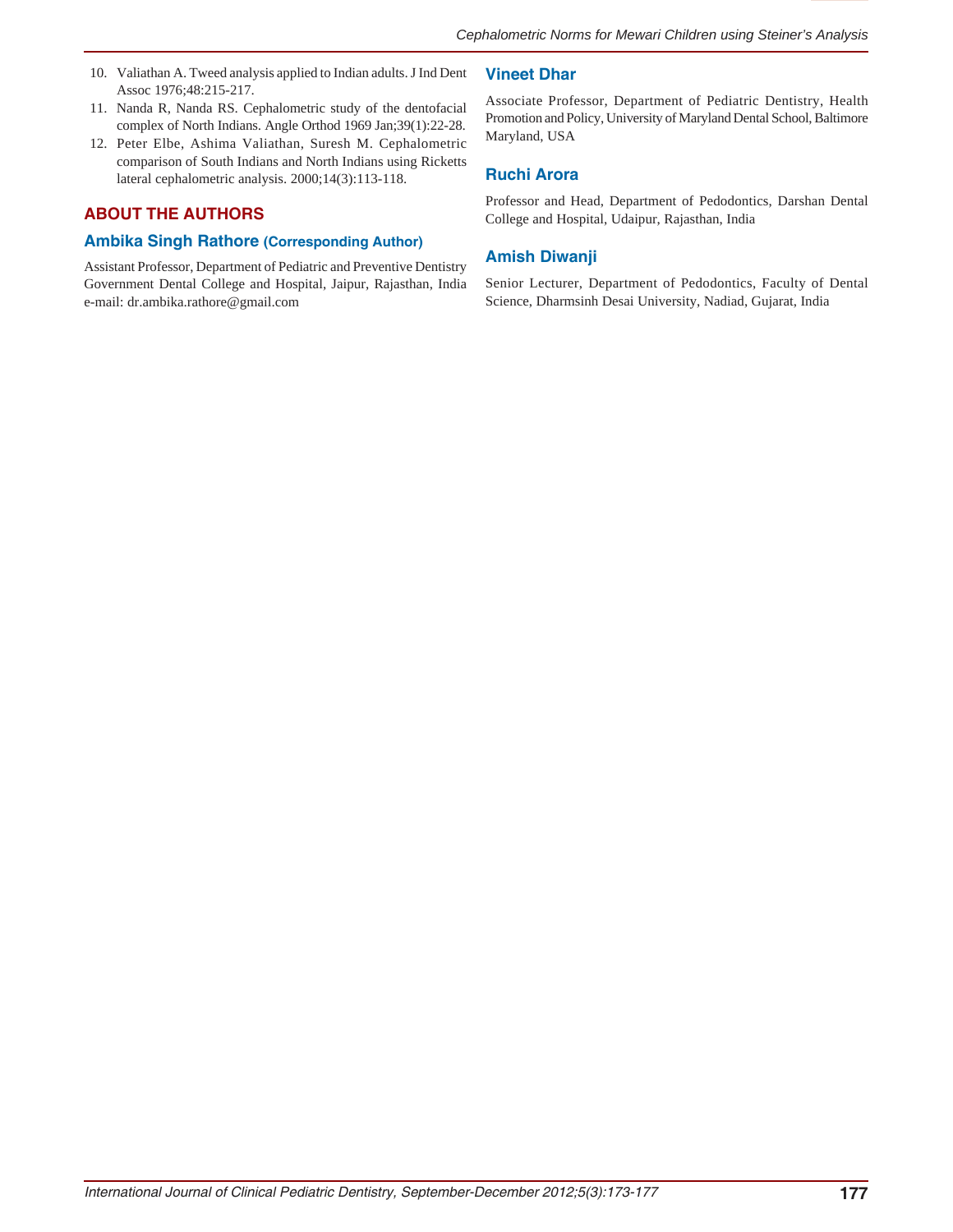10. Valiathan A. Tweed analysis applied to Indian adults. J Ind Dent Assoc 1976;48:215-217.
11. Nanda R, Nanda RS. Cephalometric study of the dentofacial complex of North Indians. Angle Orthod 1969 Jan;39(1):22-28.
12. Peter Elbe, Ashima Valiathan, Suresh M. Cephalometric comparison of South Indians and North Indians using Ricketts lateral cephalometric analysis. 2000;14(3):113-118.

## ABOUT THE AUTHORS

### Ambika Singh Rathore (Corresponding Author)

Assistant Professor, Department of Pediatric and Preventive Dentistry Government Dental College and Hospital, Jaipur, Rajasthan, India e-mail: dr.ambika.rathore@gmail.com

### Vineet Dhar

Associate Professor, Department of Pediatric Dentistry, Health Promotion and Policy, University of Maryland Dental School, Baltimore Maryland, USA

### Ruchi Arora

Professor and Head, Department of Pedodontics, Darshan Dental College and Hospital, Udaipur, Rajasthan, India

### Amish Diwanji

Senior Lecturer, Department of Pedodontics, Faculty of Dental Science, Dharmsinh Desai University, Nadiad, Gujarat, India